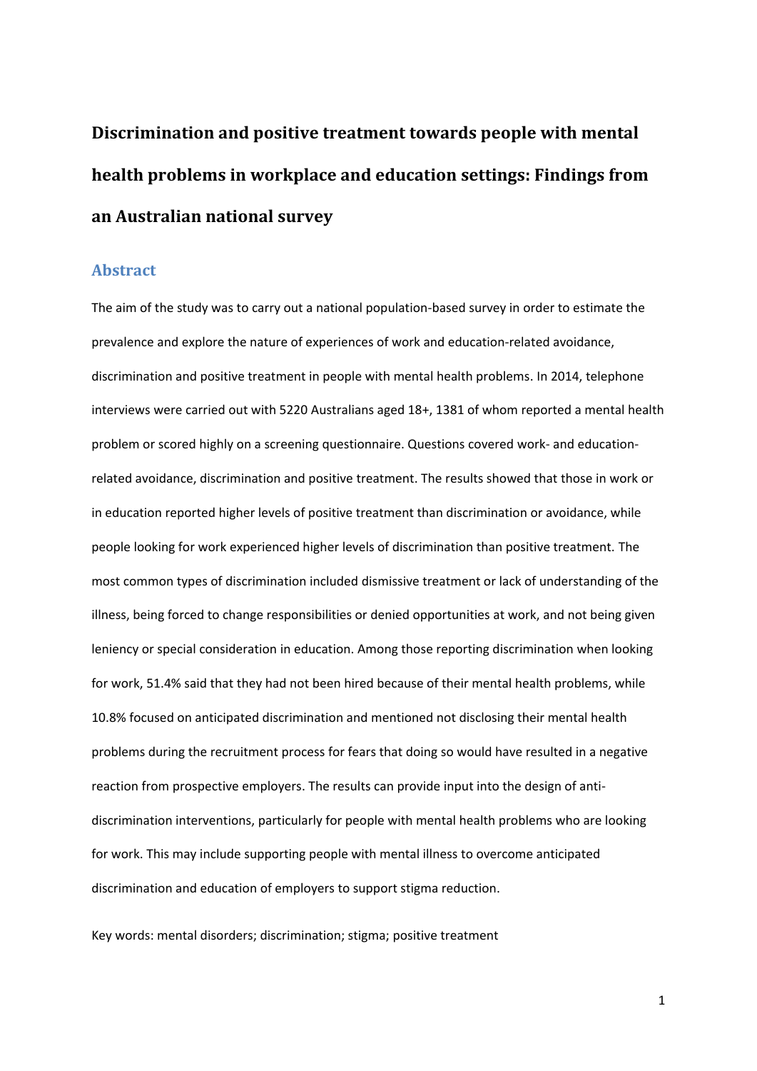# Discrimination and positive treatment towards people with mental health problems in workplace and education settings: Findings from an Australian national survey

## Abstract

The aim of the study was to carry out a national population-based survey in order to estimate the prevalence and explore the nature of experiences of work and education-related avoidance, discrimination and positive treatment in people with mental health problems. In 2014, telephone interviews were carried out with 5220 Australians aged 18+, 1381 of whom reported a mental health problem or scored highly on a screening questionnaire. Questions covered work- and education-related avoidance, discrimination and positive treatment. The results showed that those in work or in education reported higher levels of positive treatment than discrimination or avoidance, while people looking for work experienced higher levels of discrimination than positive treatment. The most common types of discrimination included dismissive treatment or lack of understanding of the illness, being forced to change responsibilities or denied opportunities at work, and not being given leniency or special consideration in education. Among those reporting discrimination when looking for work, 51.4% said that they had not been hired because of their mental health problems, while 10.8% focused on anticipated discrimination and mentioned not disclosing their mental health problems during the recruitment process for fears that doing so would have resulted in a negative reaction from prospective employers. The results can provide input into the design of anti-discrimination interventions, particularly for people with mental health problems who are looking for work. This may include supporting people with mental illness to overcome anticipated discrimination and education of employers to support stigma reduction.

Key words: mental disorders; discrimination; stigma; positive treatment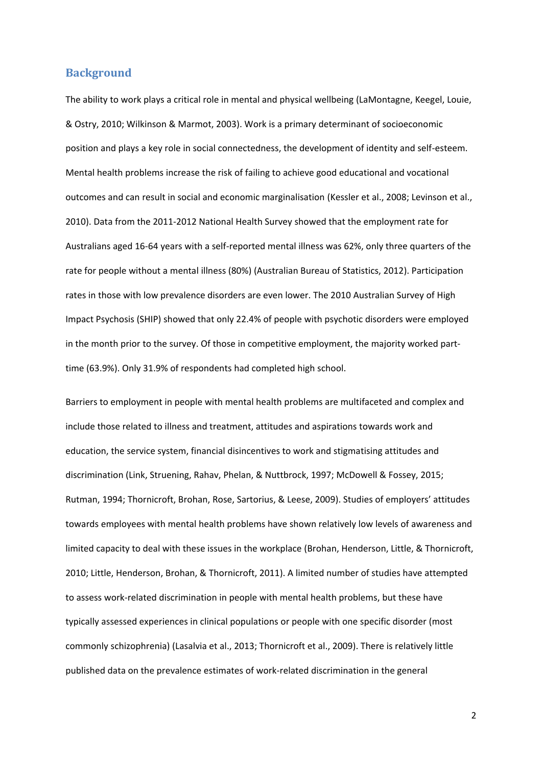## Background

The ability to work plays a critical role in mental and physical wellbeing (LaMontagne, Keegel, Louie, & Ostry, 2010; Wilkinson & Marmot, 2003). Work is a primary determinant of socioeconomic position and plays a key role in social connectedness, the development of identity and self-esteem. Mental health problems increase the risk of failing to achieve good educational and vocational outcomes and can result in social and economic marginalisation (Kessler et al., 2008; Levinson et al., 2010). Data from the 2011-2012 National Health Survey showed that the employment rate for Australians aged 16-64 years with a self-reported mental illness was 62%, only three quarters of the rate for people without a mental illness (80%) (Australian Bureau of Statistics, 2012). Participation rates in those with low prevalence disorders are even lower. The 2010 Australian Survey of High Impact Psychosis (SHIP) showed that only 22.4% of people with psychotic disorders were employed in the month prior to the survey. Of those in competitive employment, the majority worked part-time (63.9%). Only 31.9% of respondents had completed high school.

Barriers to employment in people with mental health problems are multifaceted and complex and include those related to illness and treatment, attitudes and aspirations towards work and education, the service system, financial disincentives to work and stigmatising attitudes and discrimination (Link, Struening, Rahav, Phelan, & Nuttbrock, 1997; McDowell & Fossey, 2015; Rutman, 1994; Thornicroft, Brohan, Rose, Sartorius, & Leese, 2009). Studies of employers' attitudes towards employees with mental health problems have shown relatively low levels of awareness and limited capacity to deal with these issues in the workplace (Brohan, Henderson, Little, & Thornicroft, 2010; Little, Henderson, Brohan, & Thornicroft, 2011). A limited number of studies have attempted to assess work-related discrimination in people with mental health problems, but these have typically assessed experiences in clinical populations or people with one specific disorder (most commonly schizophrenia) (Lasalvia et al., 2013; Thornicroft et al., 2009). There is relatively little published data on the prevalence estimates of work-related discrimination in the general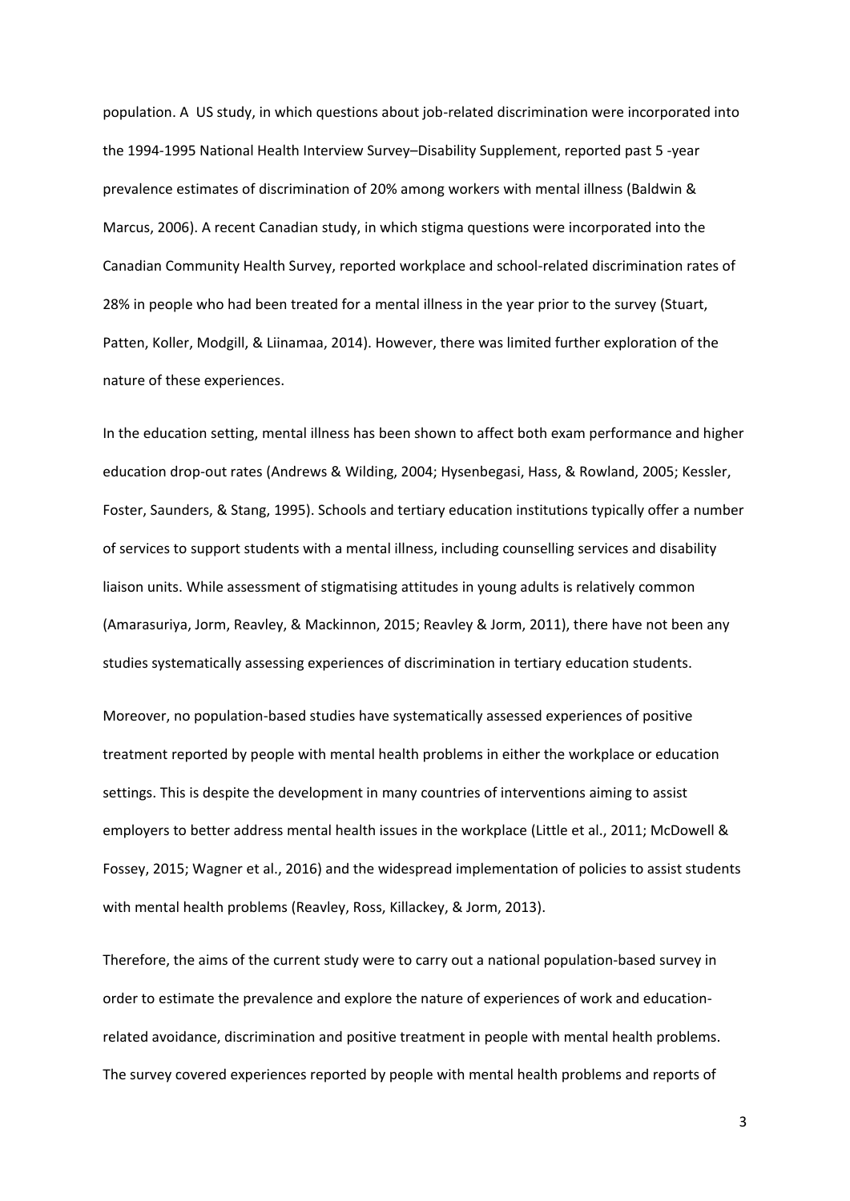population. A US study, in which questions about job-related discrimination were incorporated into the 1994-1995 National Health Interview Survey–Disability Supplement, reported past 5 -year prevalence estimates of discrimination of 20% among workers with mental illness (Baldwin & Marcus, 2006). A recent Canadian study, in which stigma questions were incorporated into the Canadian Community Health Survey, reported workplace and school-related discrimination rates of 28% in people who had been treated for a mental illness in the year prior to the survey (Stuart, Patten, Koller, Modgill, & Liinamaa, 2014). However, there was limited further exploration of the nature of these experiences.

In the education setting, mental illness has been shown to affect both exam performance and higher education drop-out rates (Andrews & Wilding, 2004; Hysenbegasi, Hass, & Rowland, 2005; Kessler, Foster, Saunders, & Stang, 1995). Schools and tertiary education institutions typically offer a number of services to support students with a mental illness, including counselling services and disability liaison units. While assessment of stigmatising attitudes in young adults is relatively common (Amarasuriya, Jorm, Reavley, & Mackinnon, 2015; Reavley & Jorm, 2011), there have not been any studies systematically assessing experiences of discrimination in tertiary education students.

Moreover, no population-based studies have systematically assessed experiences of positive treatment reported by people with mental health problems in either the workplace or education settings. This is despite the development in many countries of interventions aiming to assist employers to better address mental health issues in the workplace (Little et al., 2011; McDowell & Fossey, 2015; Wagner et al., 2016) and the widespread implementation of policies to assist students with mental health problems (Reavley, Ross, Killackey, & Jorm, 2013).

Therefore, the aims of the current study were to carry out a national population-based survey in order to estimate the prevalence and explore the nature of experiences of work and education-related avoidance, discrimination and positive treatment in people with mental health problems. The survey covered experiences reported by people with mental health problems and reports of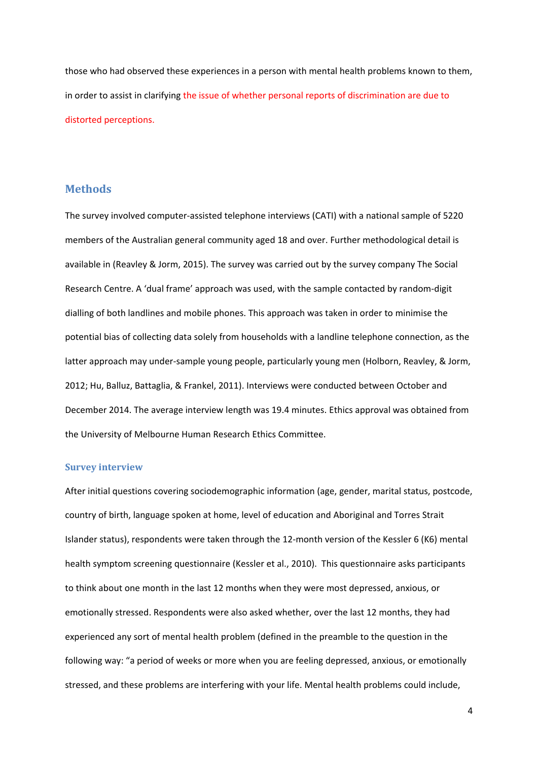those who had observed these experiences in a person with mental health problems known to them, in order to assist in clarifying the issue of whether personal reports of discrimination are due to distorted perceptions.

## Methods

The survey involved computer-assisted telephone interviews (CATI) with a national sample of 5220 members of the Australian general community aged 18 and over. Further methodological detail is available in (Reavley & Jorm, 2015). The survey was carried out by the survey company The Social Research Centre. A 'dual frame' approach was used, with the sample contacted by random-digit dialling of both landlines and mobile phones. This approach was taken in order to minimise the potential bias of collecting data solely from households with a landline telephone connection, as the latter approach may under-sample young people, particularly young men (Holborn, Reavley, & Jorm, 2012; Hu, Balluz, Battaglia, & Frankel, 2011). Interviews were conducted between October and December 2014. The average interview length was 19.4 minutes. Ethics approval was obtained from the University of Melbourne Human Research Ethics Committee.

### Survey interview

After initial questions covering sociodemographic information (age, gender, marital status, postcode, country of birth, language spoken at home, level of education and Aboriginal and Torres Strait Islander status), respondents were taken through the 12-month version of the Kessler 6 (K6) mental health symptom screening questionnaire (Kessler et al., 2010). This questionnaire asks participants to think about one month in the last 12 months when they were most depressed, anxious, or emotionally stressed. Respondents were also asked whether, over the last 12 months, they had experienced any sort of mental health problem (defined in the preamble to the question in the following way: "a period of weeks or more when you are feeling depressed, anxious, or emotionally stressed, and these problems are interfering with your life. Mental health problems could include,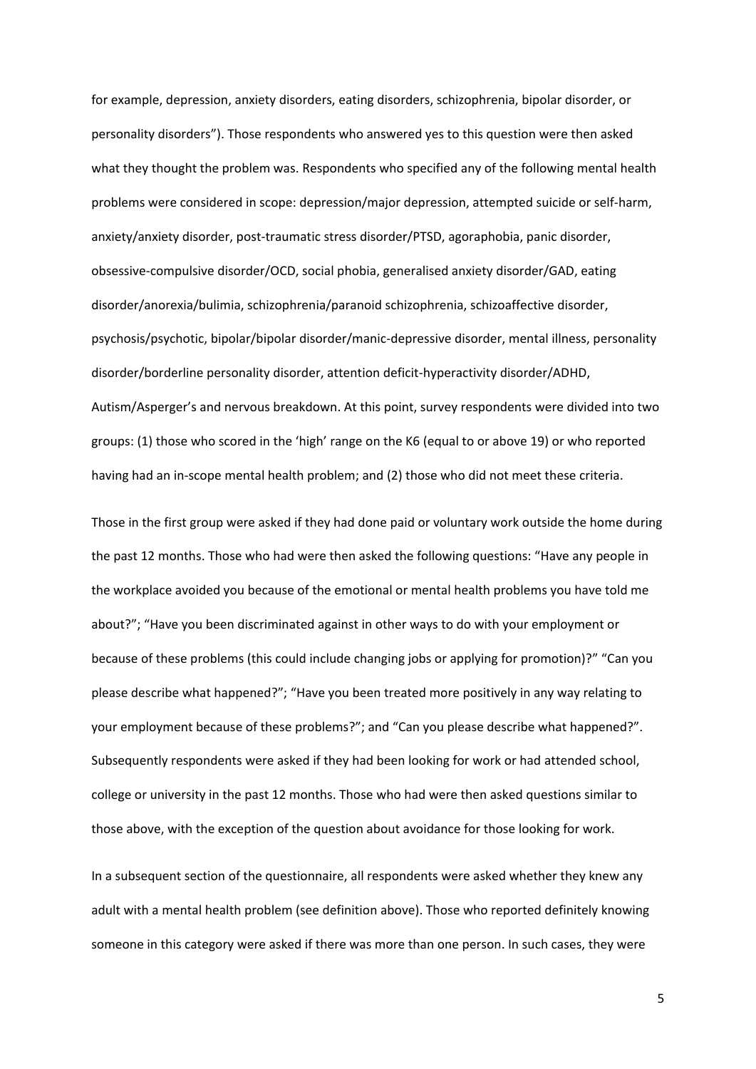for example, depression, anxiety disorders, eating disorders, schizophrenia, bipolar disorder, or personality disorders"). Those respondents who answered yes to this question were then asked what they thought the problem was. Respondents who specified any of the following mental health problems were considered in scope: depression/major depression, attempted suicide or self-harm, anxiety/anxiety disorder, post-traumatic stress disorder/PTSD, agoraphobia, panic disorder, obsessive-compulsive disorder/OCD, social phobia, generalised anxiety disorder/GAD, eating disorder/anorexia/bulimia, schizophrenia/paranoid schizophrenia, schizoaffective disorder, psychosis/psychotic, bipolar/bipolar disorder/manic-depressive disorder, mental illness, personality disorder/borderline personality disorder, attention deficit-hyperactivity disorder/ADHD, Autism/Asperger's and nervous breakdown. At this point, survey respondents were divided into two groups: (1) those who scored in the 'high' range on the K6 (equal to or above 19) or who reported having had an in-scope mental health problem; and (2) those who did not meet these criteria.

Those in the first group were asked if they had done paid or voluntary work outside the home during the past 12 months. Those who had were then asked the following questions: "Have any people in the workplace avoided you because of the emotional or mental health problems you have told me about?"; "Have you been discriminated against in other ways to do with your employment or because of these problems (this could include changing jobs or applying for promotion)?" "Can you please describe what happened?"; "Have you been treated more positively in any way relating to your employment because of these problems?"; and "Can you please describe what happened?". Subsequently respondents were asked if they had been looking for work or had attended school, college or university in the past 12 months. Those who had were then asked questions similar to those above, with the exception of the question about avoidance for those looking for work.

In a subsequent section of the questionnaire, all respondents were asked whether they knew any adult with a mental health problem (see definition above). Those who reported definitely knowing someone in this category were asked if there was more than one person. In such cases, they were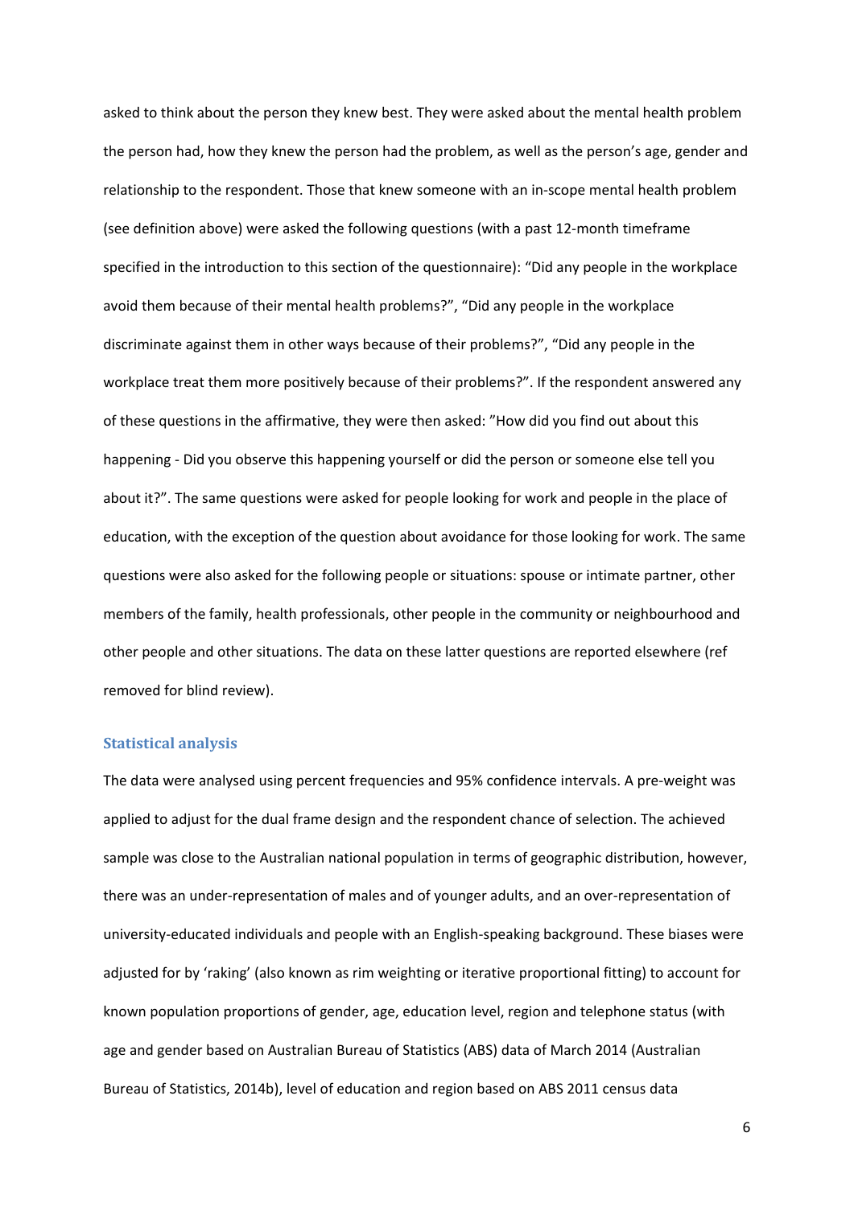asked to think about the person they knew best. They were asked about the mental health problem the person had, how they knew the person had the problem, as well as the person's age, gender and relationship to the respondent. Those that knew someone with an in-scope mental health problem (see definition above) were asked the following questions (with a past 12-month timeframe specified in the introduction to this section of the questionnaire): "Did any people in the workplace avoid them because of their mental health problems?", "Did any people in the workplace discriminate against them in other ways because of their problems?", "Did any people in the workplace treat them more positively because of their problems?". If the respondent answered any of these questions in the affirmative, they were then asked: "How did you find out about this happening - Did you observe this happening yourself or did the person or someone else tell you about it?". The same questions were asked for people looking for work and people in the place of education, with the exception of the question about avoidance for those looking for work. The same questions were also asked for the following people or situations: spouse or intimate partner, other members of the family, health professionals, other people in the community or neighbourhood and other people and other situations. The data on these latter questions are reported elsewhere (ref removed for blind review).

## Statistical analysis

The data were analysed using percent frequencies and 95% confidence intervals. A pre-weight was applied to adjust for the dual frame design and the respondent chance of selection. The achieved sample was close to the Australian national population in terms of geographic distribution, however, there was an under-representation of males and of younger adults, and an over-representation of university-educated individuals and people with an English-speaking background. These biases were adjusted for by 'raking' (also known as rim weighting or iterative proportional fitting) to account for known population proportions of gender, age, education level, region and telephone status (with age and gender based on Australian Bureau of Statistics (ABS) data of March 2014 (Australian Bureau of Statistics, 2014b), level of education and region based on ABS 2011 census data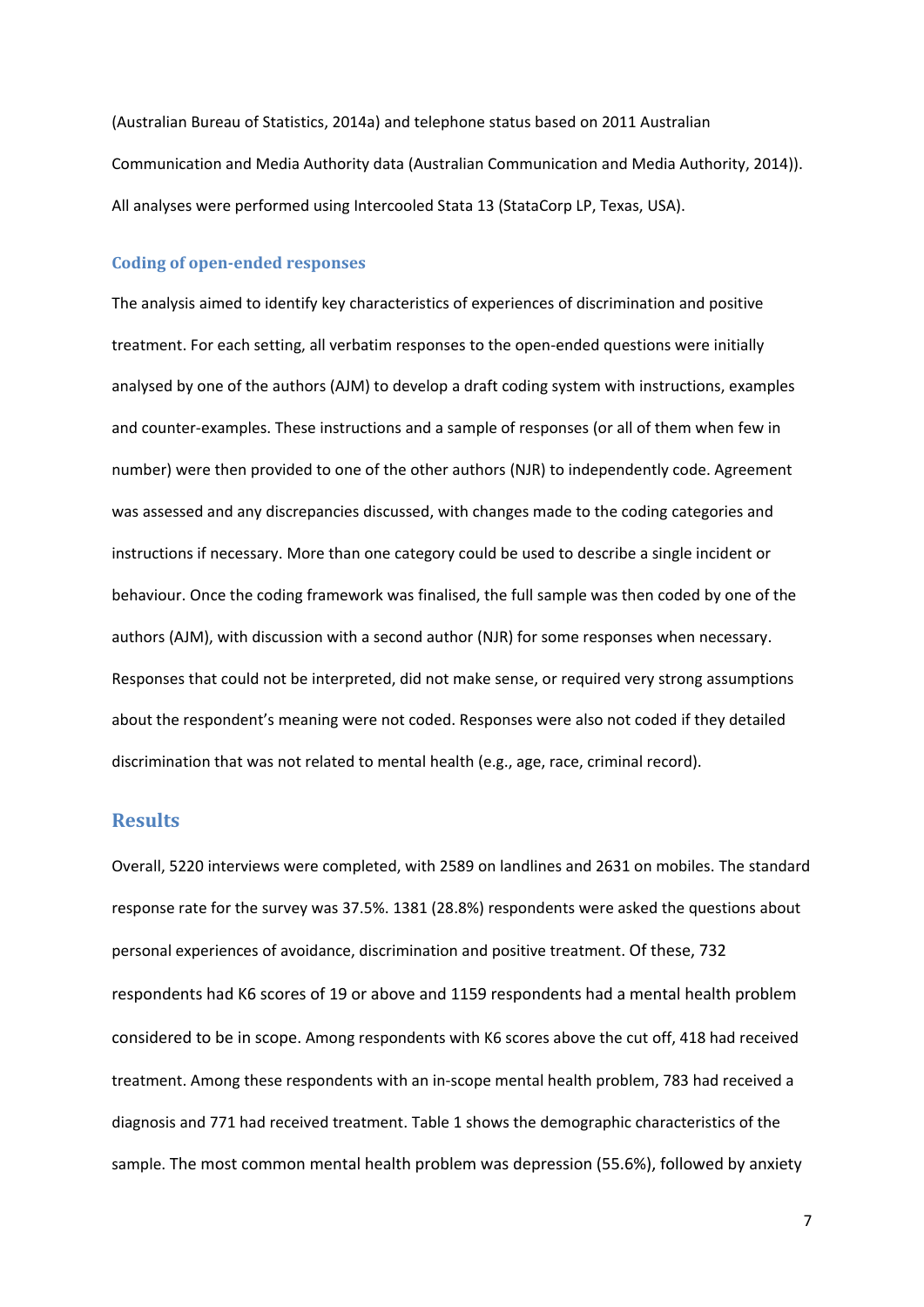(Australian Bureau of Statistics, 2014a) and telephone status based on 2011 Australian Communication and Media Authority data (Australian Communication and Media Authority, 2014)). All analyses were performed using Intercooled Stata 13 (StataCorp LP, Texas, USA).

### Coding of open-ended responses

The analysis aimed to identify key characteristics of experiences of discrimination and positive treatment. For each setting, all verbatim responses to the open-ended questions were initially analysed by one of the authors (AJM) to develop a draft coding system with instructions, examples and counter-examples. These instructions and a sample of responses (or all of them when few in number) were then provided to one of the other authors (NJR) to independently code. Agreement was assessed and any discrepancies discussed, with changes made to the coding categories and instructions if necessary. More than one category could be used to describe a single incident or behaviour. Once the coding framework was finalised, the full sample was then coded by one of the authors (AJM), with discussion with a second author (NJR) for some responses when necessary. Responses that could not be interpreted, did not make sense, or required very strong assumptions about the respondent's meaning were not coded. Responses were also not coded if they detailed discrimination that was not related to mental health (e.g., age, race, criminal record).

## Results

Overall, 5220 interviews were completed, with 2589 on landlines and 2631 on mobiles. The standard response rate for the survey was 37.5%. 1381 (28.8%) respondents were asked the questions about personal experiences of avoidance, discrimination and positive treatment. Of these, 732 respondents had K6 scores of 19 or above and 1159 respondents had a mental health problem considered to be in scope. Among respondents with K6 scores above the cut off, 418 had received treatment. Among these respondents with an in-scope mental health problem, 783 had received a diagnosis and 771 had received treatment. Table 1 shows the demographic characteristics of the sample. The most common mental health problem was depression (55.6%), followed by anxiety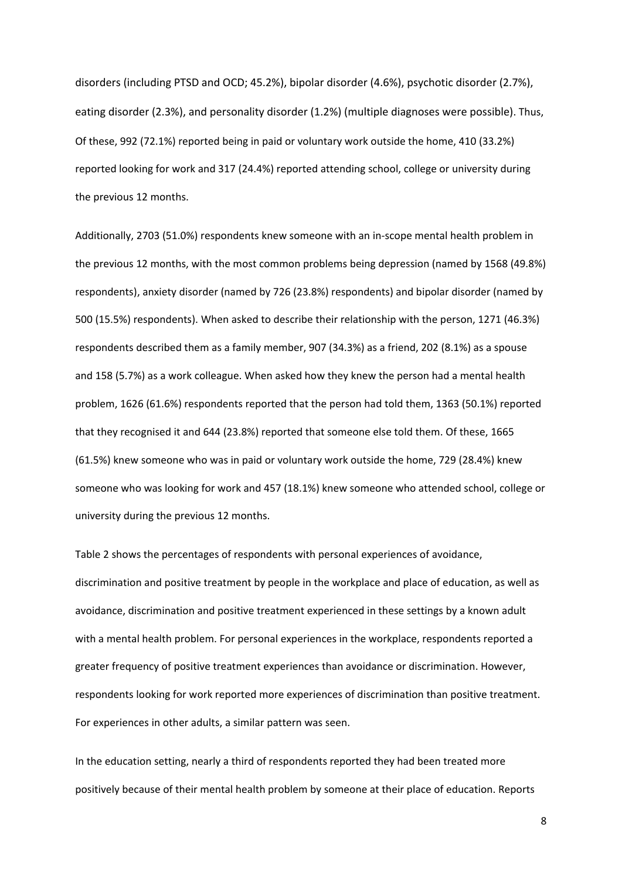disorders (including PTSD and OCD; 45.2%), bipolar disorder (4.6%), psychotic disorder (2.7%), eating disorder (2.3%), and personality disorder (1.2%) (multiple diagnoses were possible). Thus, Of these, 992 (72.1%) reported being in paid or voluntary work outside the home, 410 (33.2%) reported looking for work and 317 (24.4%) reported attending school, college or university during the previous 12 months.

Additionally, 2703 (51.0%) respondents knew someone with an in-scope mental health problem in the previous 12 months, with the most common problems being depression (named by 1568 (49.8%) respondents), anxiety disorder (named by 726 (23.8%) respondents) and bipolar disorder (named by 500 (15.5%) respondents). When asked to describe their relationship with the person, 1271 (46.3%) respondents described them as a family member, 907 (34.3%) as a friend, 202 (8.1%) as a spouse and 158 (5.7%) as a work colleague. When asked how they knew the person had a mental health problem, 1626 (61.6%) respondents reported that the person had told them, 1363 (50.1%) reported that they recognised it and 644 (23.8%) reported that someone else told them. Of these, 1665 (61.5%) knew someone who was in paid or voluntary work outside the home, 729 (28.4%) knew someone who was looking for work and 457 (18.1%) knew someone who attended school, college or university during the previous 12 months.

Table 2 shows the percentages of respondents with personal experiences of avoidance, discrimination and positive treatment by people in the workplace and place of education, as well as avoidance, discrimination and positive treatment experienced in these settings by a known adult with a mental health problem. For personal experiences in the workplace, respondents reported a greater frequency of positive treatment experiences than avoidance or discrimination. However, respondents looking for work reported more experiences of discrimination than positive treatment. For experiences in other adults, a similar pattern was seen.

In the education setting, nearly a third of respondents reported they had been treated more positively because of their mental health problem by someone at their place of education. Reports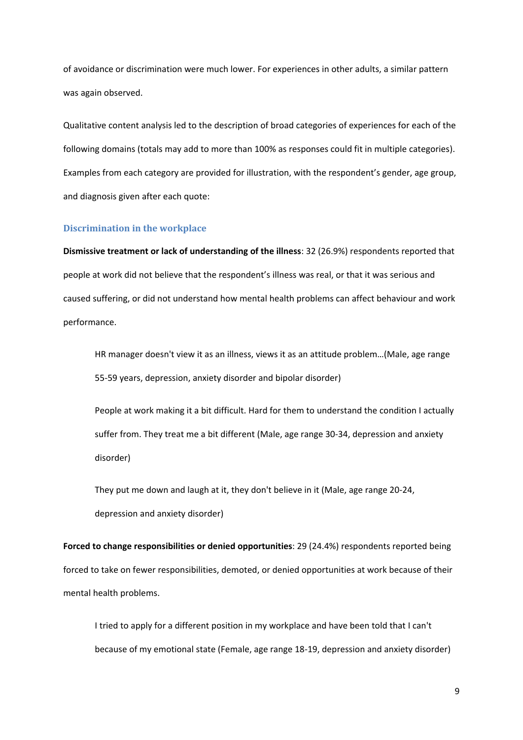of avoidance or discrimination were much lower. For experiences in other adults, a similar pattern was again observed.

Qualitative content analysis led to the description of broad categories of experiences for each of the following domains (totals may add to more than 100% as responses could fit in multiple categories). Examples from each category are provided for illustration, with the respondent's gender, age group, and diagnosis given after each quote:

### Discrimination in the workplace

**Dismissive treatment or lack of understanding of the illness**: 32 (26.9%) respondents reported that people at work did not believe that the respondent's illness was real, or that it was serious and caused suffering, or did not understand how mental health problems can affect behaviour and work performance.

> HR manager doesn't view it as an illness, views it as an attitude problem…(Male, age range 55-59 years, depression, anxiety disorder and bipolar disorder)

> People at work making it a bit difficult. Hard for them to understand the condition I actually suffer from. They treat me a bit different (Male, age range 30-34, depression and anxiety disorder)

> They put me down and laugh at it, they don't believe in it (Male, age range 20-24, depression and anxiety disorder)

**Forced to change responsibilities or denied opportunities**: 29 (24.4%) respondents reported being forced to take on fewer responsibilities, demoted, or denied opportunities at work because of their mental health problems.

> I tried to apply for a different position in my workplace and have been told that I can't because of my emotional state (Female, age range 18-19, depression and anxiety disorder)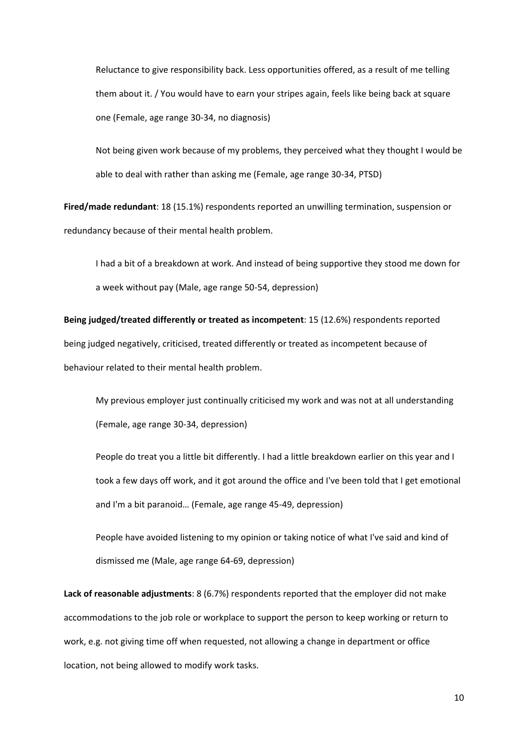> Reluctance to give responsibility back. Less opportunities offered, as a result of me telling them about it. / You would have to earn your stripes again, feels like being back at square one (Female, age range 30-34, no diagnosis)

> Not being given work because of my problems, they perceived what they thought I would be able to deal with rather than asking me (Female, age range 30-34, PTSD)

**Fired/made redundant**: 18 (15.1%) respondents reported an unwilling termination, suspension or redundancy because of their mental health problem.

> I had a bit of a breakdown at work. And instead of being supportive they stood me down for a week without pay (Male, age range 50-54, depression)

**Being judged/treated differently or treated as incompetent**: 15 (12.6%) respondents reported being judged negatively, criticised, treated differently or treated as incompetent because of behaviour related to their mental health problem.

> My previous employer just continually criticised my work and was not at all understanding (Female, age range 30-34, depression)

> People do treat you a little bit differently. I had a little breakdown earlier on this year and I took a few days off work, and it got around the office and I've been told that I get emotional and I'm a bit paranoid… (Female, age range 45-49, depression)

> People have avoided listening to my opinion or taking notice of what I've said and kind of dismissed me (Male, age range 64-69, depression)

**Lack of reasonable adjustments**: 8 (6.7%) respondents reported that the employer did not make accommodations to the job role or workplace to support the person to keep working or return to work, e.g. not giving time off when requested, not allowing a change in department or office location, not being allowed to modify work tasks.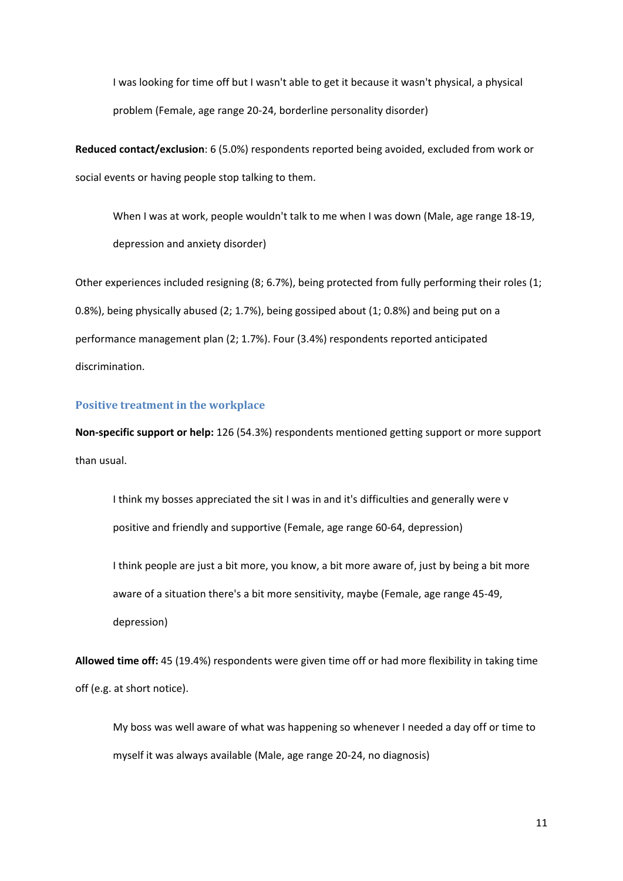> I was looking for time off but I wasn't able to get it because it wasn't physical, a physical problem (Female, age range 20-24, borderline personality disorder)

**Reduced contact/exclusion**: 6 (5.0%) respondents reported being avoided, excluded from work or social events or having people stop talking to them.

> When I was at work, people wouldn't talk to me when I was down (Male, age range 18-19, depression and anxiety disorder)

Other experiences included resigning (8; 6.7%), being protected from fully performing their roles (1; 0.8%), being physically abused (2; 1.7%), being gossiped about (1; 0.8%) and being put on a performance management plan (2; 1.7%). Four (3.4%) respondents reported anticipated discrimination.

### Positive treatment in the workplace

**Non-specific support or help:** 126 (54.3%) respondents mentioned getting support or more support than usual.

> I think my bosses appreciated the sit I was in and it's difficulties and generally were v positive and friendly and supportive (Female, age range 60-64, depression)

> I think people are just a bit more, you know, a bit more aware of, just by being a bit more aware of a situation there's a bit more sensitivity, maybe (Female, age range 45-49, depression)

**Allowed time off:** 45 (19.4%) respondents were given time off or had more flexibility in taking time off (e.g. at short notice).

> My boss was well aware of what was happening so whenever I needed a day off or time to myself it was always available (Male, age range 20-24, no diagnosis)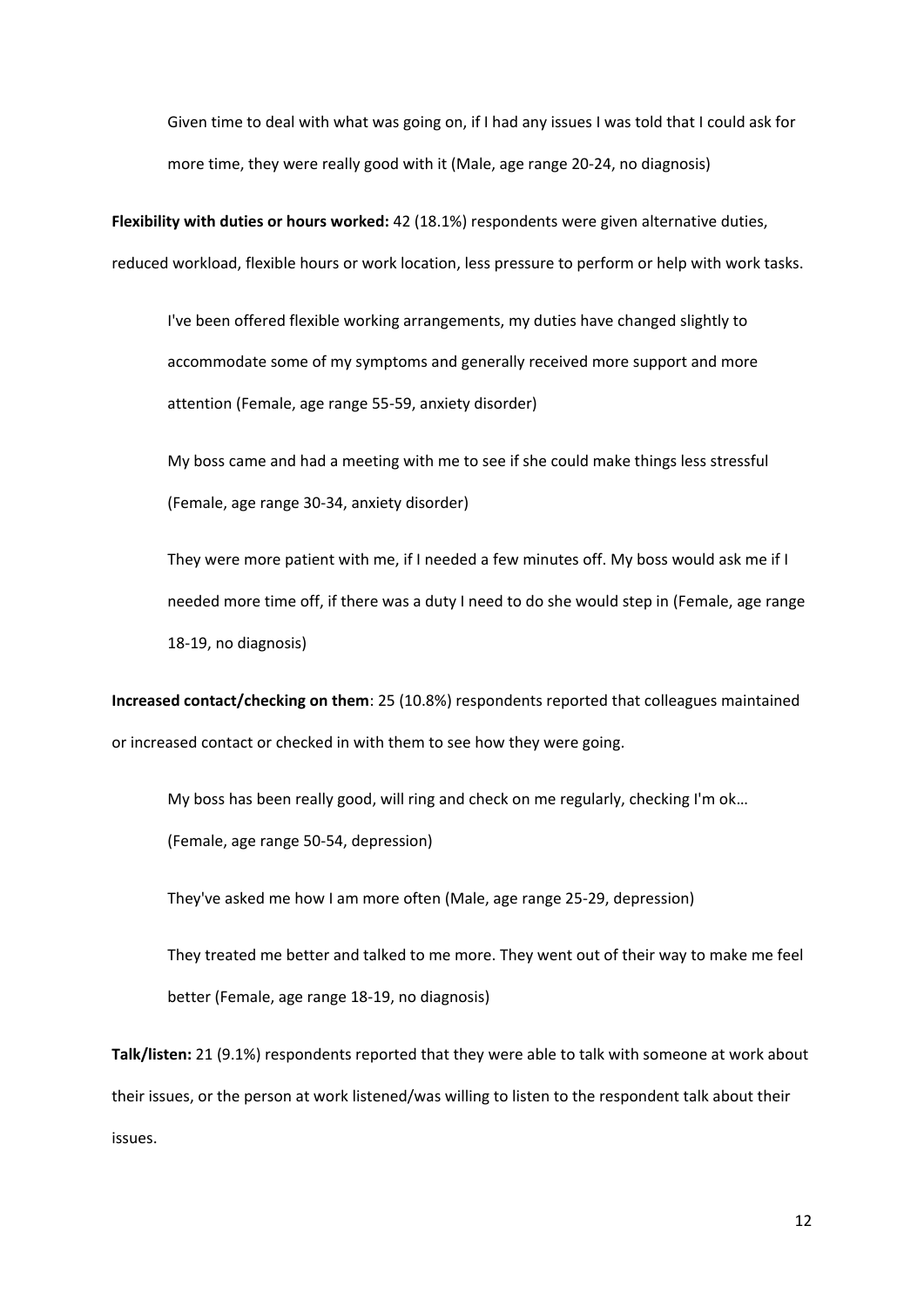> Given time to deal with what was going on, if I had any issues I was told that I could ask for more time, they were really good with it (Male, age range 20-24, no diagnosis)

**Flexibility with duties or hours worked:** 42 (18.1%) respondents were given alternative duties, reduced workload, flexible hours or work location, less pressure to perform or help with work tasks.

> I've been offered flexible working arrangements, my duties have changed slightly to accommodate some of my symptoms and generally received more support and more attention (Female, age range 55-59, anxiety disorder)

> My boss came and had a meeting with me to see if she could make things less stressful (Female, age range 30-34, anxiety disorder)

> They were more patient with me, if I needed a few minutes off. My boss would ask me if I needed more time off, if there was a duty I need to do she would step in (Female, age range 18-19, no diagnosis)

**Increased contact/checking on them**: 25 (10.8%) respondents reported that colleagues maintained or increased contact or checked in with them to see how they were going.

> My boss has been really good, will ring and check on me regularly, checking I'm ok… (Female, age range 50-54, depression)

> They've asked me how I am more often (Male, age range 25-29, depression)

> They treated me better and talked to me more. They went out of their way to make me feel better (Female, age range 18-19, no diagnosis)

**Talk/listen:** 21 (9.1%) respondents reported that they were able to talk with someone at work about their issues, or the person at work listened/was willing to listen to the respondent talk about their issues.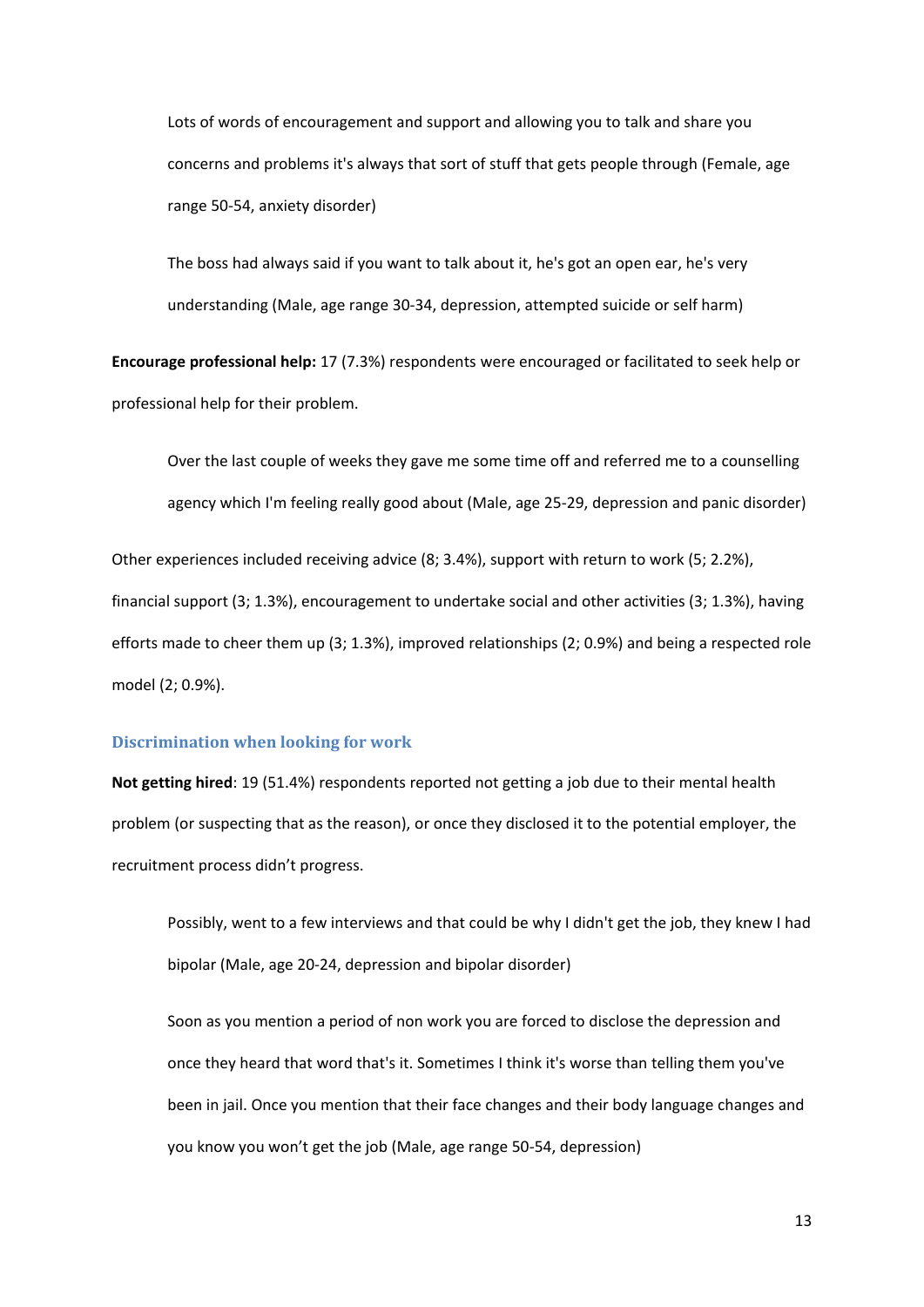> Lots of words of encouragement and support and allowing you to talk and share you concerns and problems it's always that sort of stuff that gets people through (Female, age range 50-54, anxiety disorder)

> The boss had always said if you want to talk about it, he's got an open ear, he's very understanding (Male, age range 30-34, depression, attempted suicide or self harm)

**Encourage professional help:** 17 (7.3%) respondents were encouraged or facilitated to seek help or professional help for their problem.

> Over the last couple of weeks they gave me some time off and referred me to a counselling agency which I'm feeling really good about (Male, age 25-29, depression and panic disorder)

Other experiences included receiving advice (8; 3.4%), support with return to work (5; 2.2%), financial support (3; 1.3%), encouragement to undertake social and other activities (3; 1.3%), having efforts made to cheer them up (3; 1.3%), improved relationships (2; 0.9%) and being a respected role model (2; 0.9%).

### Discrimination when looking for work

**Not getting hired**: 19 (51.4%) respondents reported not getting a job due to their mental health problem (or suspecting that as the reason), or once they disclosed it to the potential employer, the recruitment process didn't progress.

> Possibly, went to a few interviews and that could be why I didn't get the job, they knew I had bipolar (Male, age 20-24, depression and bipolar disorder)

> Soon as you mention a period of non work you are forced to disclose the depression and once they heard that word that's it. Sometimes I think it's worse than telling them you've been in jail. Once you mention that their face changes and their body language changes and you know you won't get the job (Male, age range 50-54, depression)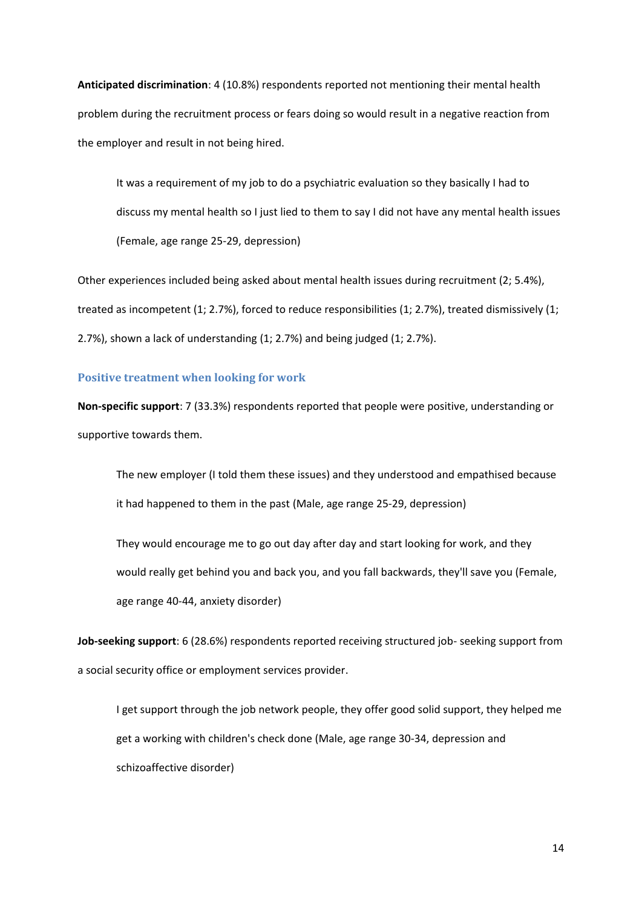**Anticipated discrimination**: 4 (10.8%) respondents reported not mentioning their mental health problem during the recruitment process or fears doing so would result in a negative reaction from the employer and result in not being hired.

> It was a requirement of my job to do a psychiatric evaluation so they basically I had to discuss my mental health so I just lied to them to say I did not have any mental health issues (Female, age range 25-29, depression)

Other experiences included being asked about mental health issues during recruitment (2; 5.4%), treated as incompetent (1; 2.7%), forced to reduce responsibilities (1; 2.7%), treated dismissively (1; 2.7%), shown a lack of understanding (1; 2.7%) and being judged (1; 2.7%).

### Positive treatment when looking for work

**Non-specific support**: 7 (33.3%) respondents reported that people were positive, understanding or supportive towards them.

> The new employer (I told them these issues) and they understood and empathised because it had happened to them in the past (Male, age range 25-29, depression)

> They would encourage me to go out day after day and start looking for work, and they would really get behind you and back you, and you fall backwards, they'll save you (Female, age range 40-44, anxiety disorder)

**Job-seeking support**: 6 (28.6%) respondents reported receiving structured job- seeking support from a social security office or employment services provider.

> I get support through the job network people, they offer good solid support, they helped me get a working with children's check done (Male, age range 30-34, depression and schizoaffective disorder)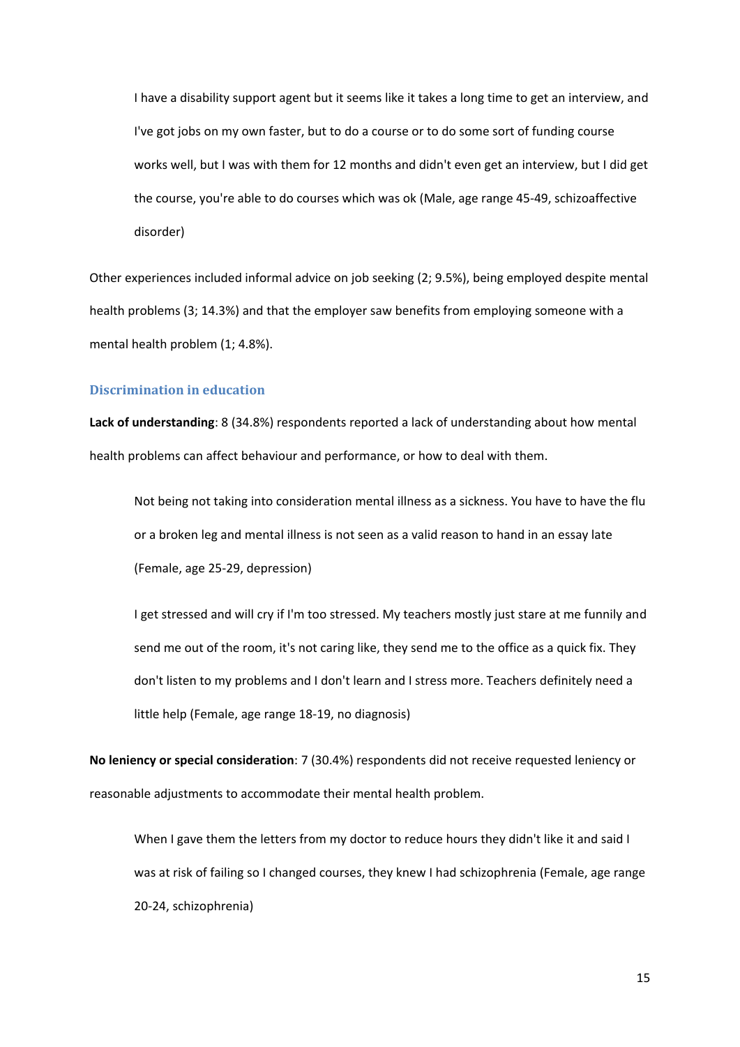> I have a disability support agent but it seems like it takes a long time to get an interview, and I've got jobs on my own faster, but to do a course or to do some sort of funding course works well, but I was with them for 12 months and didn't even get an interview, but I did get the course, you're able to do courses which was ok (Male, age range 45-49, schizoaffective disorder)

Other experiences included informal advice on job seeking (2; 9.5%), being employed despite mental health problems (3; 14.3%) and that the employer saw benefits from employing someone with a mental health problem (1; 4.8%).

### Discrimination in education

**Lack of understanding**: 8 (34.8%) respondents reported a lack of understanding about how mental health problems can affect behaviour and performance, or how to deal with them.

> Not being not taking into consideration mental illness as a sickness. You have to have the flu or a broken leg and mental illness is not seen as a valid reason to hand in an essay late (Female, age 25-29, depression)

> I get stressed and will cry if I'm too stressed. My teachers mostly just stare at me funnily and send me out of the room, it's not caring like, they send me to the office as a quick fix. They don't listen to my problems and I don't learn and I stress more. Teachers definitely need a little help (Female, age range 18-19, no diagnosis)

**No leniency or special consideration**: 7 (30.4%) respondents did not receive requested leniency or reasonable adjustments to accommodate their mental health problem.

> When I gave them the letters from my doctor to reduce hours they didn't like it and said I was at risk of failing so I changed courses, they knew I had schizophrenia (Female, age range 20-24, schizophrenia)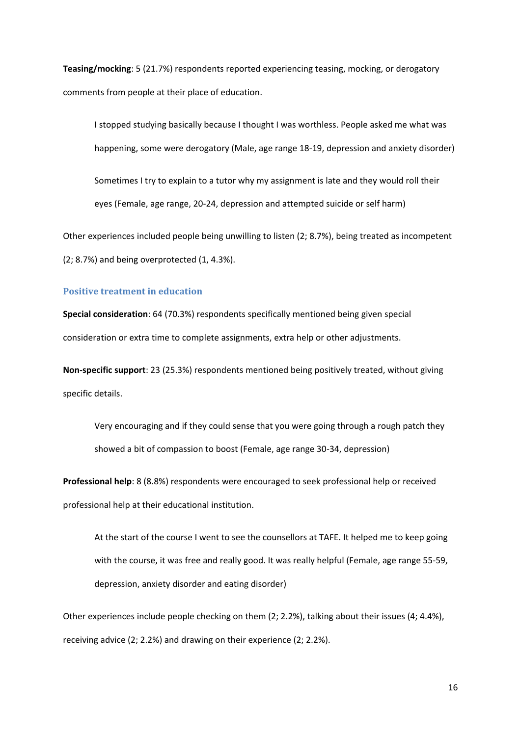**Teasing/mocking**: 5 (21.7%) respondents reported experiencing teasing, mocking, or derogatory comments from people at their place of education.

> I stopped studying basically because I thought I was worthless. People asked me what was happening, some were derogatory (Male, age range 18-19, depression and anxiety disorder)

> Sometimes I try to explain to a tutor why my assignment is late and they would roll their eyes (Female, age range, 20-24, depression and attempted suicide or self harm)

Other experiences included people being unwilling to listen (2; 8.7%), being treated as incompetent (2; 8.7%) and being overprotected (1, 4.3%).

### Positive treatment in education

**Special consideration**: 64 (70.3%) respondents specifically mentioned being given special consideration or extra time to complete assignments, extra help or other adjustments.

**Non-specific support**: 23 (25.3%) respondents mentioned being positively treated, without giving specific details.

> Very encouraging and if they could sense that you were going through a rough patch they showed a bit of compassion to boost (Female, age range 30-34, depression)

**Professional help**: 8 (8.8%) respondents were encouraged to seek professional help or received professional help at their educational institution.

> At the start of the course I went to see the counsellors at TAFE. It helped me to keep going with the course, it was free and really good. It was really helpful (Female, age range 55-59, depression, anxiety disorder and eating disorder)

Other experiences include people checking on them (2; 2.2%), talking about their issues (4; 4.4%), receiving advice (2; 2.2%) and drawing on their experience (2; 2.2%).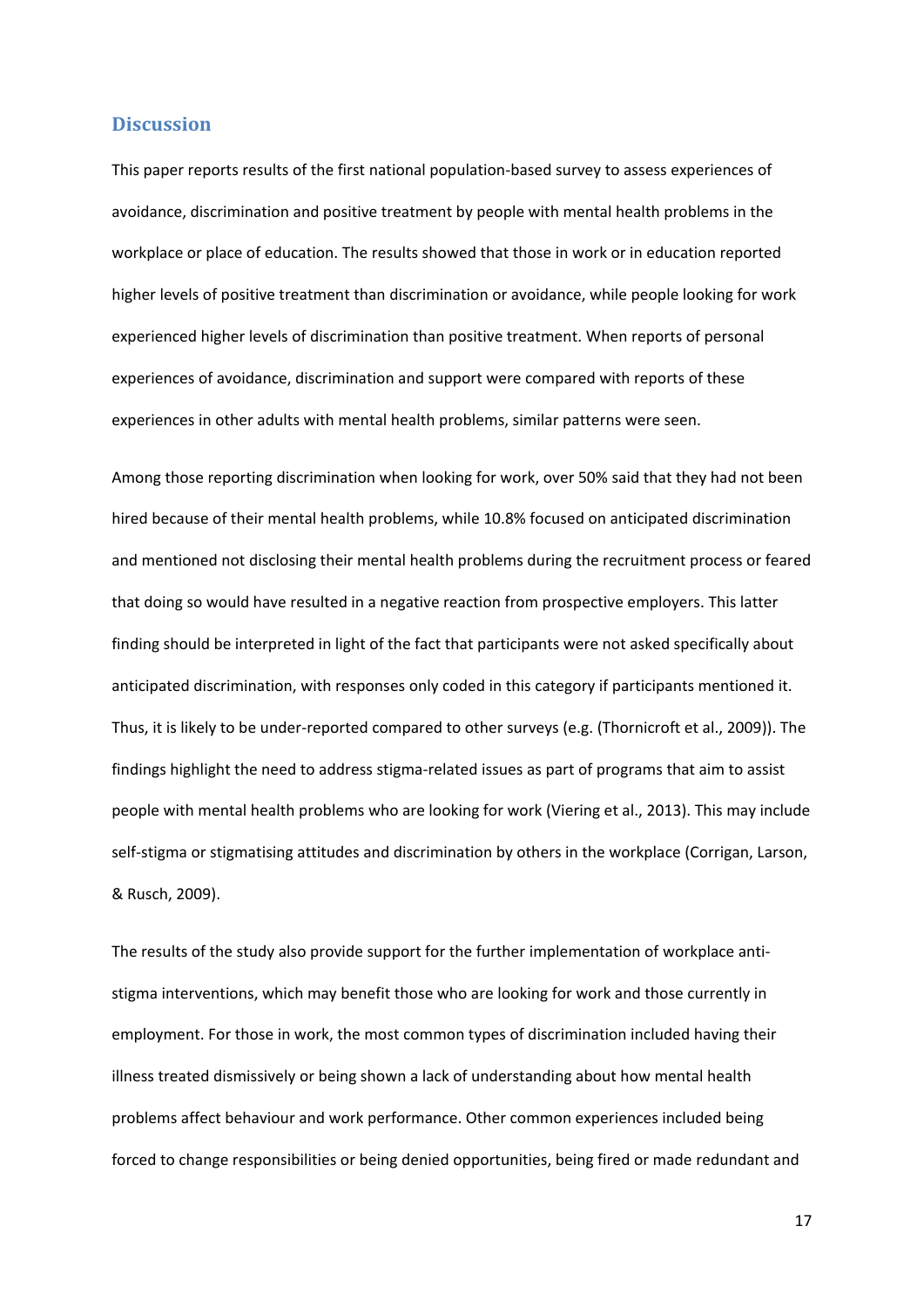## Discussion

This paper reports results of the first national population-based survey to assess experiences of avoidance, discrimination and positive treatment by people with mental health problems in the workplace or place of education. The results showed that those in work or in education reported higher levels of positive treatment than discrimination or avoidance, while people looking for work experienced higher levels of discrimination than positive treatment. When reports of personal experiences of avoidance, discrimination and support were compared with reports of these experiences in other adults with mental health problems, similar patterns were seen.

Among those reporting discrimination when looking for work, over 50% said that they had not been hired because of their mental health problems, while 10.8% focused on anticipated discrimination and mentioned not disclosing their mental health problems during the recruitment process or feared that doing so would have resulted in a negative reaction from prospective employers. This latter finding should be interpreted in light of the fact that participants were not asked specifically about anticipated discrimination, with responses only coded in this category if participants mentioned it. Thus, it is likely to be under-reported compared to other surveys (e.g. (Thornicroft et al., 2009)). The findings highlight the need to address stigma-related issues as part of programs that aim to assist people with mental health problems who are looking for work (Viering et al., 2013). This may include self-stigma or stigmatising attitudes and discrimination by others in the workplace (Corrigan, Larson, & Rusch, 2009).

The results of the study also provide support for the further implementation of workplace anti-stigma interventions, which may benefit those who are looking for work and those currently in employment. For those in work, the most common types of discrimination included having their illness treated dismissively or being shown a lack of understanding about how mental health problems affect behaviour and work performance. Other common experiences included being forced to change responsibilities or being denied opportunities, being fired or made redundant and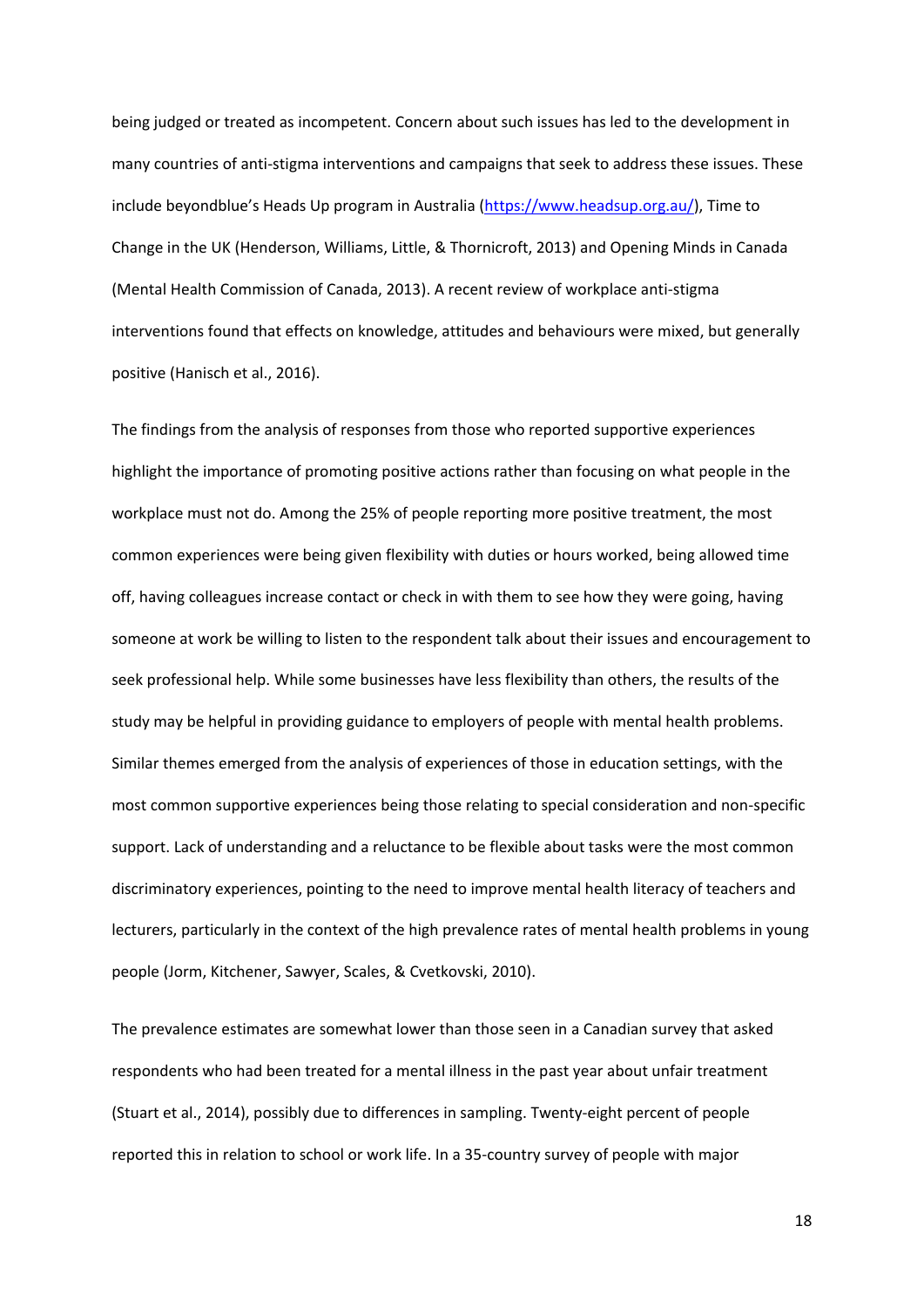being judged or treated as incompetent. Concern about such issues has led to the development in many countries of anti-stigma interventions and campaigns that seek to address these issues. These include beyondblue's Heads Up program in Australia (https://www.headsup.org.au/), Time to Change in the UK (Henderson, Williams, Little, & Thornicroft, 2013) and Opening Minds in Canada (Mental Health Commission of Canada, 2013). A recent review of workplace anti-stigma interventions found that effects on knowledge, attitudes and behaviours were mixed, but generally positive (Hanisch et al., 2016).

The findings from the analysis of responses from those who reported supportive experiences highlight the importance of promoting positive actions rather than focusing on what people in the workplace must not do. Among the 25% of people reporting more positive treatment, the most common experiences were being given flexibility with duties or hours worked, being allowed time off, having colleagues increase contact or check in with them to see how they were going, having someone at work be willing to listen to the respondent talk about their issues and encouragement to seek professional help. While some businesses have less flexibility than others, the results of the study may be helpful in providing guidance to employers of people with mental health problems. Similar themes emerged from the analysis of experiences of those in education settings, with the most common supportive experiences being those relating to special consideration and non-specific support. Lack of understanding and a reluctance to be flexible about tasks were the most common discriminatory experiences, pointing to the need to improve mental health literacy of teachers and lecturers, particularly in the context of the high prevalence rates of mental health problems in young people (Jorm, Kitchener, Sawyer, Scales, & Cvetkovski, 2010).

The prevalence estimates are somewhat lower than those seen in a Canadian survey that asked respondents who had been treated for a mental illness in the past year about unfair treatment (Stuart et al., 2014), possibly due to differences in sampling. Twenty-eight percent of people reported this in relation to school or work life. In a 35-country survey of people with major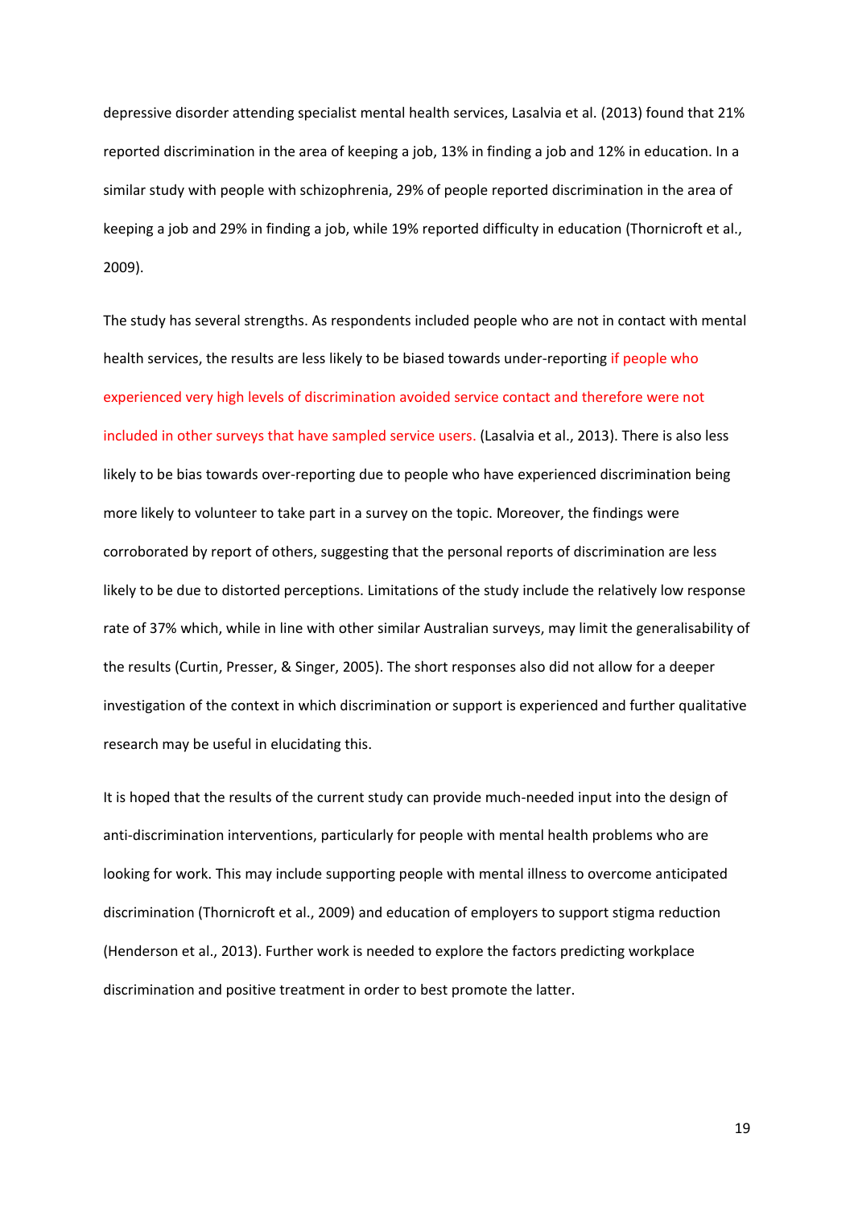depressive disorder attending specialist mental health services, Lasalvia et al. (2013) found that 21% reported discrimination in the area of keeping a job, 13% in finding a job and 12% in education. In a similar study with people with schizophrenia, 29% of people reported discrimination in the area of keeping a job and 29% in finding a job, while 19% reported difficulty in education (Thornicroft et al., 2009).

The study has several strengths. As respondents included people who are not in contact with mental health services, the results are less likely to be biased towards under-reporting if people who experienced very high levels of discrimination avoided service contact and therefore were not included in other surveys that have sampled service users. (Lasalvia et al., 2013). There is also less likely to be bias towards over-reporting due to people who have experienced discrimination being more likely to volunteer to take part in a survey on the topic. Moreover, the findings were corroborated by report of others, suggesting that the personal reports of discrimination are less likely to be due to distorted perceptions. Limitations of the study include the relatively low response rate of 37% which, while in line with other similar Australian surveys, may limit the generalisability of the results (Curtin, Presser, & Singer, 2005). The short responses also did not allow for a deeper investigation of the context in which discrimination or support is experienced and further qualitative research may be useful in elucidating this.

It is hoped that the results of the current study can provide much-needed input into the design of anti-discrimination interventions, particularly for people with mental health problems who are looking for work. This may include supporting people with mental illness to overcome anticipated discrimination (Thornicroft et al., 2009) and education of employers to support stigma reduction (Henderson et al., 2013). Further work is needed to explore the factors predicting workplace discrimination and positive treatment in order to best promote the latter.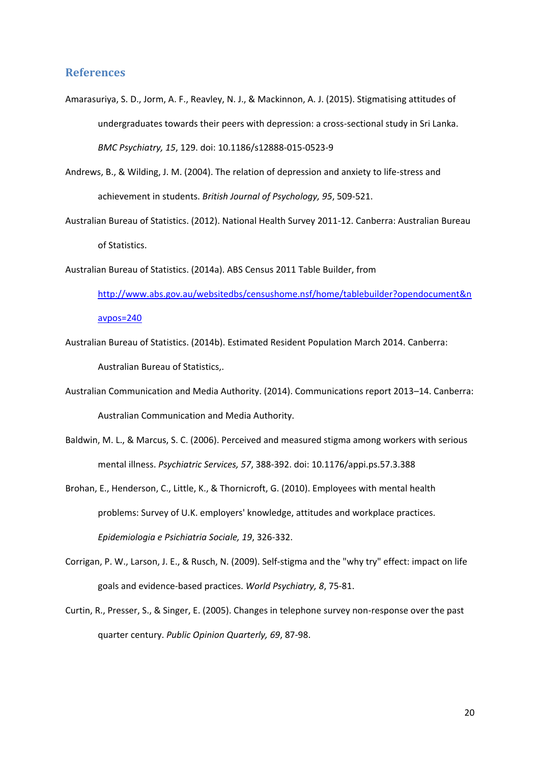## References

Amarasuriya, S. D., Jorm, A. F., Reavley, N. J., & Mackinnon, A. J. (2015). Stigmatising attitudes of undergraduates towards their peers with depression: a cross-sectional study in Sri Lanka. *BMC Psychiatry, 15*, 129. doi: 10.1186/s12888-015-0523-9

Andrews, B., & Wilding, J. M. (2004). The relation of depression and anxiety to life-stress and achievement in students. *British Journal of Psychology, 95*, 509-521.

Australian Bureau of Statistics. (2012). National Health Survey 2011-12. Canberra: Australian Bureau of Statistics.

Australian Bureau of Statistics. (2014a). ABS Census 2011 Table Builder, from http://www.abs.gov.au/websitedbs/censushome.nsf/home/tablebuilder?opendocument&navpos=240

Australian Bureau of Statistics. (2014b). Estimated Resident Population March 2014. Canberra: Australian Bureau of Statistics,.

Australian Communication and Media Authority. (2014). Communications report 2013–14. Canberra: Australian Communication and Media Authority.

Baldwin, M. L., & Marcus, S. C. (2006). Perceived and measured stigma among workers with serious mental illness. *Psychiatric Services, 57*, 388-392. doi: 10.1176/appi.ps.57.3.388

Brohan, E., Henderson, C., Little, K., & Thornicroft, G. (2010). Employees with mental health problems: Survey of U.K. employers' knowledge, attitudes and workplace practices. *Epidemiologia e Psichiatria Sociale, 19*, 326-332.

Corrigan, P. W., Larson, J. E., & Rusch, N. (2009). Self-stigma and the "why try" effect: impact on life goals and evidence-based practices. *World Psychiatry, 8*, 75-81.

Curtin, R., Presser, S., & Singer, E. (2005). Changes in telephone survey non-response over the past quarter century. *Public Opinion Quarterly, 69*, 87-98.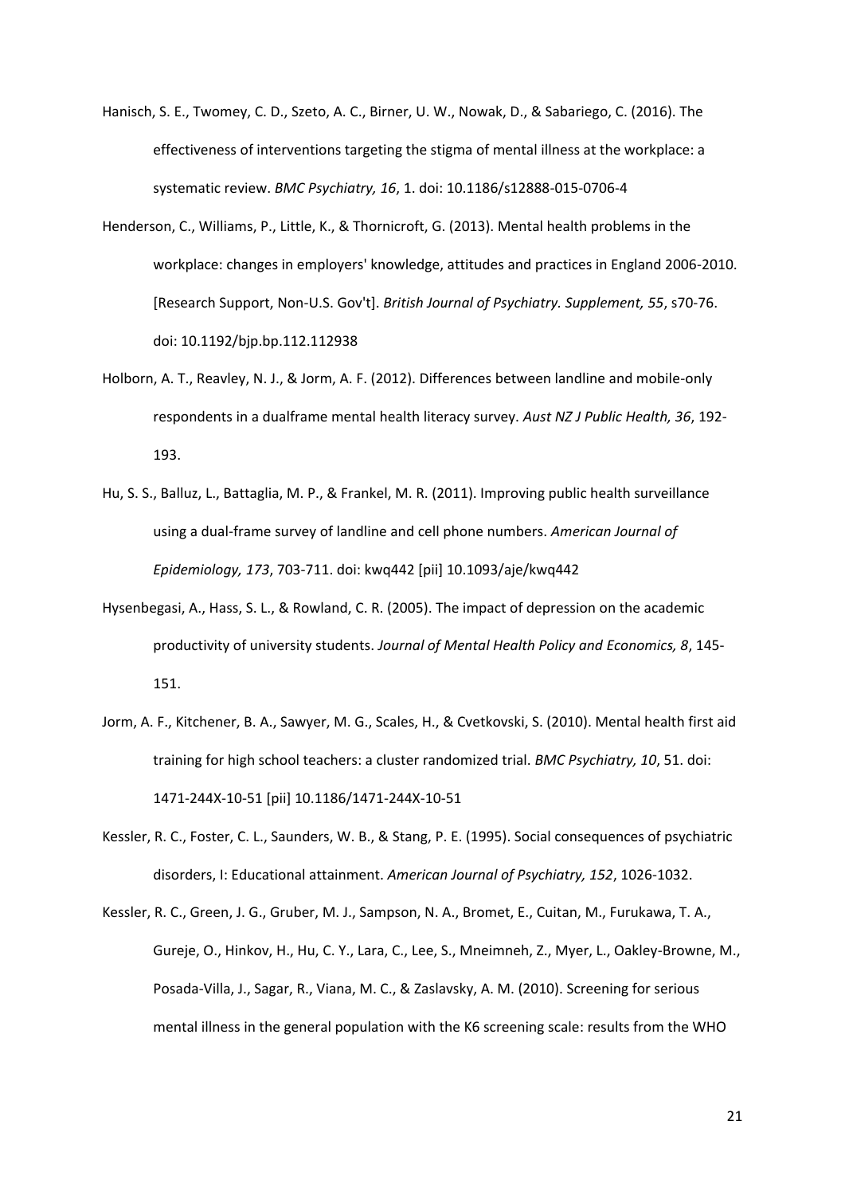Hanisch, S. E., Twomey, C. D., Szeto, A. C., Birner, U. W., Nowak, D., & Sabariego, C. (2016). The effectiveness of interventions targeting the stigma of mental illness at the workplace: a systematic review. *BMC Psychiatry, 16*, 1. doi: 10.1186/s12888-015-0706-4

Henderson, C., Williams, P., Little, K., & Thornicroft, G. (2013). Mental health problems in the workplace: changes in employers' knowledge, attitudes and practices in England 2006-2010. [Research Support, Non-U.S. Gov't]. *British Journal of Psychiatry. Supplement, 55*, s70-76. doi: 10.1192/bjp.bp.112.112938

Holborn, A. T., Reavley, N. J., & Jorm, A. F. (2012). Differences between landline and mobile-only respondents in a dualframe mental health literacy survey. *Aust NZ J Public Health, 36*, 192-193.

Hu, S. S., Balluz, L., Battaglia, M. P., & Frankel, M. R. (2011). Improving public health surveillance using a dual-frame survey of landline and cell phone numbers. *American Journal of Epidemiology, 173*, 703-711. doi: kwq442 [pii] 10.1093/aje/kwq442

Hysenbegasi, A., Hass, S. L., & Rowland, C. R. (2005). The impact of depression on the academic productivity of university students. *Journal of Mental Health Policy and Economics, 8*, 145-151.

Jorm, A. F., Kitchener, B. A., Sawyer, M. G., Scales, H., & Cvetkovski, S. (2010). Mental health first aid training for high school teachers: a cluster randomized trial. *BMC Psychiatry, 10*, 51. doi: 1471-244X-10-51 [pii] 10.1186/1471-244X-10-51

Kessler, R. C., Foster, C. L., Saunders, W. B., & Stang, P. E. (1995). Social consequences of psychiatric disorders, I: Educational attainment. *American Journal of Psychiatry, 152*, 1026-1032.

Kessler, R. C., Green, J. G., Gruber, M. J., Sampson, N. A., Bromet, E., Cuitan, M., Furukawa, T. A., Gureje, O., Hinkov, H., Hu, C. Y., Lara, C., Lee, S., Mneimneh, Z., Myer, L., Oakley-Browne, M., Posada-Villa, J., Sagar, R., Viana, M. C., & Zaslavsky, A. M. (2010). Screening for serious mental illness in the general population with the K6 screening scale: results from the WHO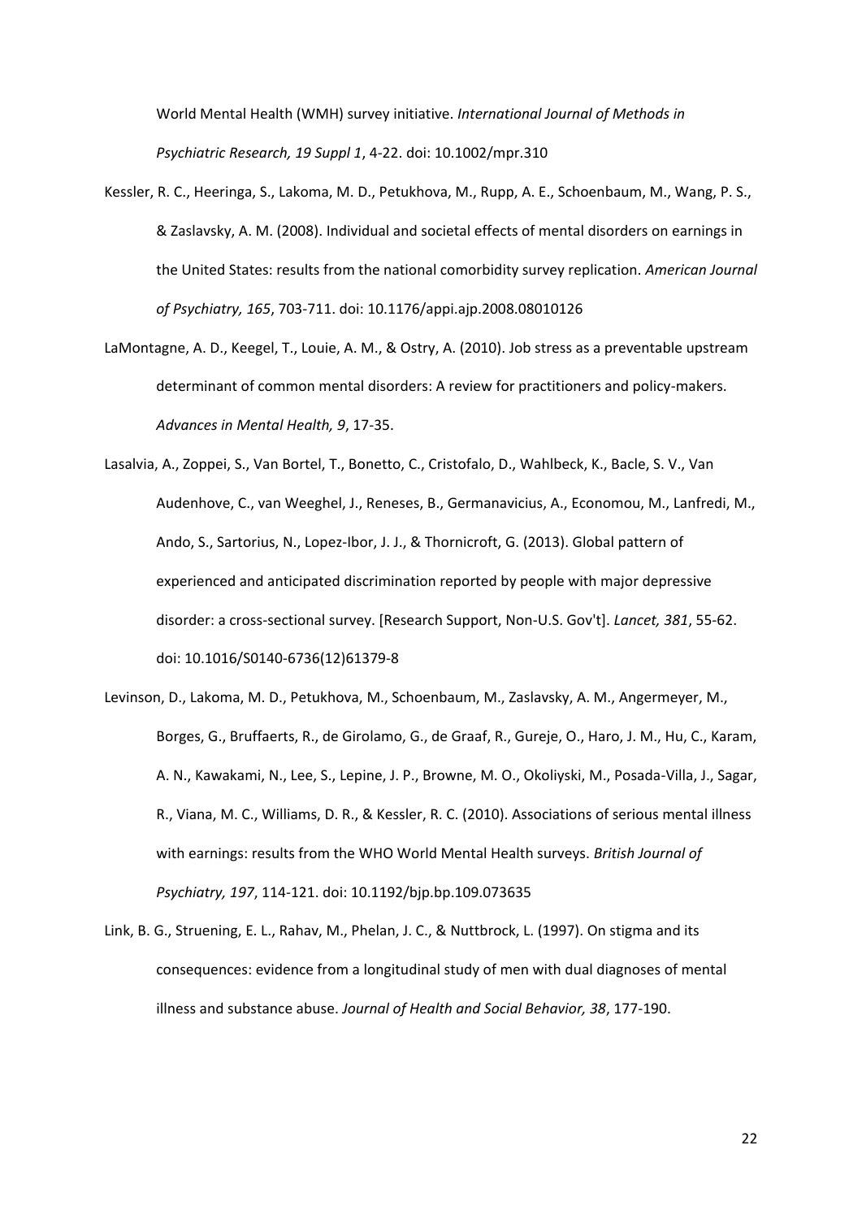World Mental Health (WMH) survey initiative. *International Journal of Methods in Psychiatric Research, 19 Suppl 1*, 4-22. doi: 10.1002/mpr.310

Kessler, R. C., Heeringa, S., Lakoma, M. D., Petukhova, M., Rupp, A. E., Schoenbaum, M., Wang, P. S., & Zaslavsky, A. M. (2008). Individual and societal effects of mental disorders on earnings in the United States: results from the national comorbidity survey replication. *American Journal of Psychiatry, 165*, 703-711. doi: 10.1176/appi.ajp.2008.08010126

LaMontagne, A. D., Keegel, T., Louie, A. M., & Ostry, A. (2010). Job stress as a preventable upstream determinant of common mental disorders: A review for practitioners and policy-makers. *Advances in Mental Health, 9*, 17-35.

Lasalvia, A., Zoppei, S., Van Bortel, T., Bonetto, C., Cristofalo, D., Wahlbeck, K., Bacle, S. V., Van Audenhove, C., van Weeghel, J., Reneses, B., Germanavicius, A., Economou, M., Lanfredi, M., Ando, S., Sartorius, N., Lopez-Ibor, J. J., & Thornicroft, G. (2013). Global pattern of experienced and anticipated discrimination reported by people with major depressive disorder: a cross-sectional survey. [Research Support, Non-U.S. Gov't]. *Lancet, 381*, 55-62. doi: 10.1016/S0140-6736(12)61379-8

Levinson, D., Lakoma, M. D., Petukhova, M., Schoenbaum, M., Zaslavsky, A. M., Angermeyer, M., Borges, G., Bruffaerts, R., de Girolamo, G., de Graaf, R., Gureje, O., Haro, J. M., Hu, C., Karam, A. N., Kawakami, N., Lee, S., Lepine, J. P., Browne, M. O., Okoliyski, M., Posada-Villa, J., Sagar, R., Viana, M. C., Williams, D. R., & Kessler, R. C. (2010). Associations of serious mental illness with earnings: results from the WHO World Mental Health surveys. *British Journal of Psychiatry, 197*, 114-121. doi: 10.1192/bjp.bp.109.073635

Link, B. G., Struening, E. L., Rahav, M., Phelan, J. C., & Nuttbrock, L. (1997). On stigma and its consequences: evidence from a longitudinal study of men with dual diagnoses of mental illness and substance abuse. *Journal of Health and Social Behavior, 38*, 177-190.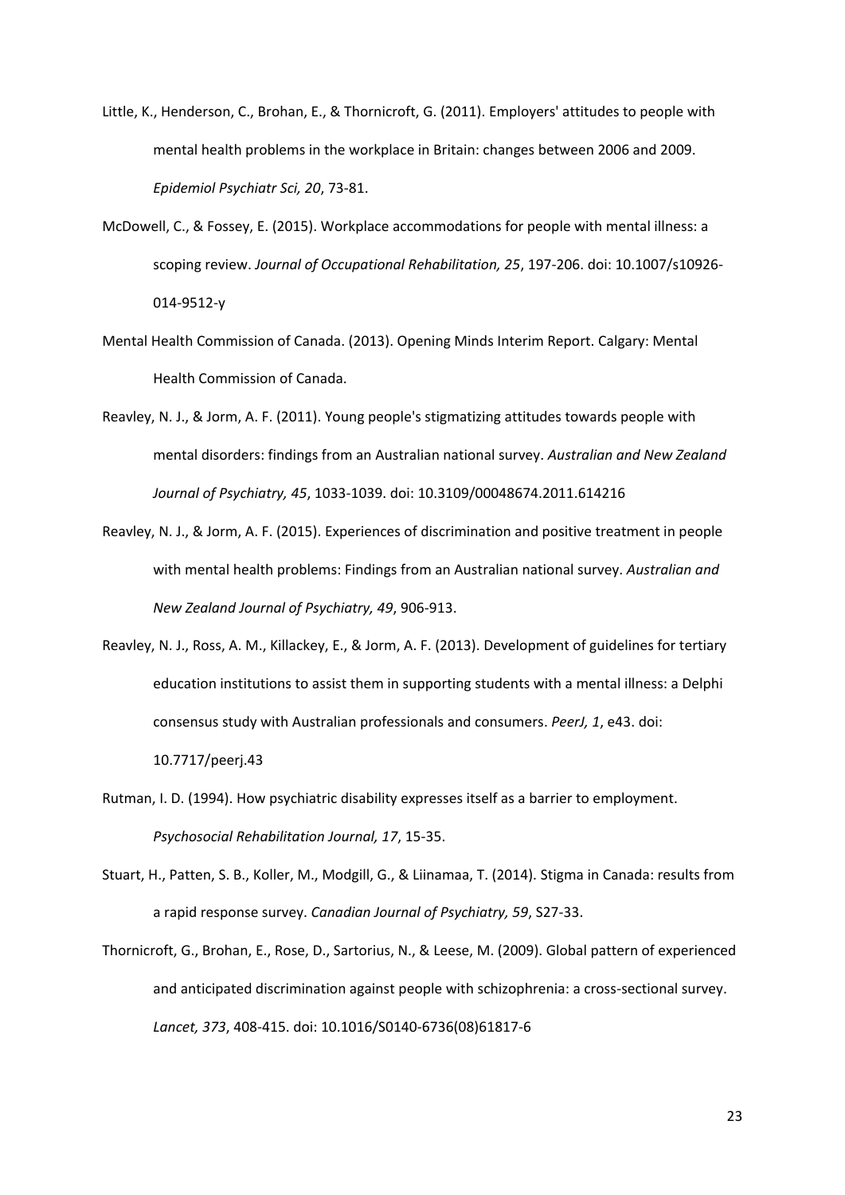Little, K., Henderson, C., Brohan, E., & Thornicroft, G. (2011). Employers' attitudes to people with mental health problems in the workplace in Britain: changes between 2006 and 2009. *Epidemiol Psychiatr Sci, 20*, 73-81.

McDowell, C., & Fossey, E. (2015). Workplace accommodations for people with mental illness: a scoping review. *Journal of Occupational Rehabilitation, 25*, 197-206. doi: 10.1007/s10926-014-9512-y

Mental Health Commission of Canada. (2013). Opening Minds Interim Report. Calgary: Mental Health Commission of Canada.

Reavley, N. J., & Jorm, A. F. (2011). Young people's stigmatizing attitudes towards people with mental disorders: findings from an Australian national survey. *Australian and New Zealand Journal of Psychiatry, 45*, 1033-1039. doi: 10.3109/00048674.2011.614216

Reavley, N. J., & Jorm, A. F. (2015). Experiences of discrimination and positive treatment in people with mental health problems: Findings from an Australian national survey. *Australian and New Zealand Journal of Psychiatry, 49*, 906-913.

Reavley, N. J., Ross, A. M., Killackey, E., & Jorm, A. F. (2013). Development of guidelines for tertiary education institutions to assist them in supporting students with a mental illness: a Delphi consensus study with Australian professionals and consumers. *PeerJ, 1*, e43. doi: 10.7717/peerj.43

Rutman, I. D. (1994). How psychiatric disability expresses itself as a barrier to employment. *Psychosocial Rehabilitation Journal, 17*, 15-35.

Stuart, H., Patten, S. B., Koller, M., Modgill, G., & Liinamaa, T. (2014). Stigma in Canada: results from a rapid response survey. *Canadian Journal of Psychiatry, 59*, S27-33.

Thornicroft, G., Brohan, E., Rose, D., Sartorius, N., & Leese, M. (2009). Global pattern of experienced and anticipated discrimination against people with schizophrenia: a cross-sectional survey. *Lancet, 373*, 408-415. doi: 10.1016/S0140-6736(08)61817-6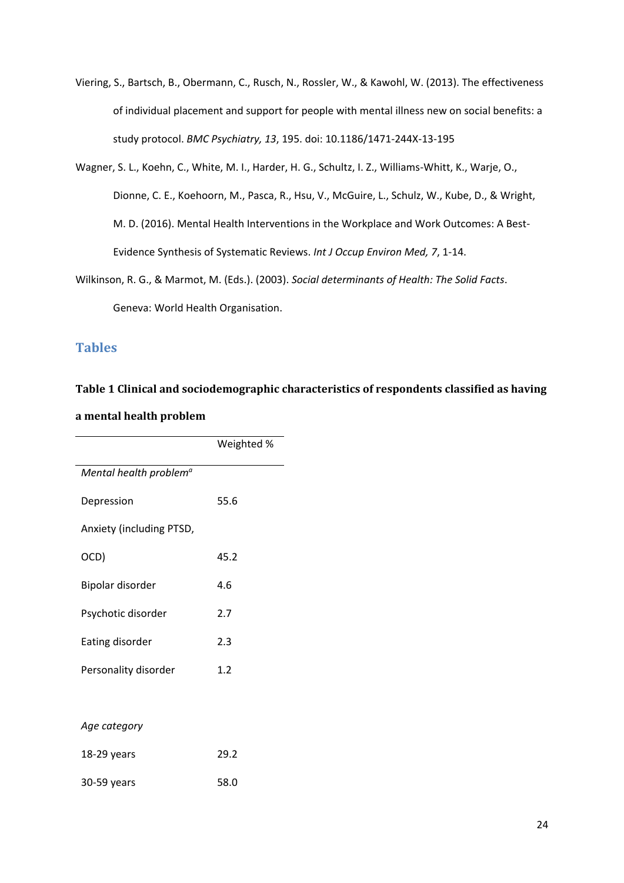Viering, S., Bartsch, B., Obermann, C., Rusch, N., Rossler, W., & Kawohl, W. (2013). The effectiveness of individual placement and support for people with mental illness new on social benefits: a study protocol. *BMC Psychiatry, 13*, 195. doi: 10.1186/1471-244X-13-195

Wagner, S. L., Koehn, C., White, M. I., Harder, H. G., Schultz, I. Z., Williams-Whitt, K., Warje, O., Dionne, C. E., Koehoorn, M., Pasca, R., Hsu, V., McGuire, L., Schulz, W., Kube, D., & Wright, M. D. (2016). Mental Health Interventions in the Workplace and Work Outcomes: A Best-Evidence Synthesis of Systematic Reviews. *Int J Occup Environ Med, 7*, 1-14.

Wilkinson, R. G., & Marmot, M. (Eds.). (2003). *Social determinants of Health: The Solid Facts*. Geneva: World Health Organisation.

## Tables

**Table 1 Clinical and sociodemographic characteristics of respondents classified as having a mental health problem**

| | Weighted % |
|---|---|
| *Mental health problem*[a] | |
| Depression | 55.6 |
| Anxiety (including PTSD, OCD) | 45.2 |
| Bipolar disorder | 4.6 |
| Psychotic disorder | 2.7 |
| Eating disorder | 2.3 |
| Personality disorder | 1.2 |
| | |
| *Age category* | |
| 18-29 years | 29.2 |
| 30-59 years | 58.0 |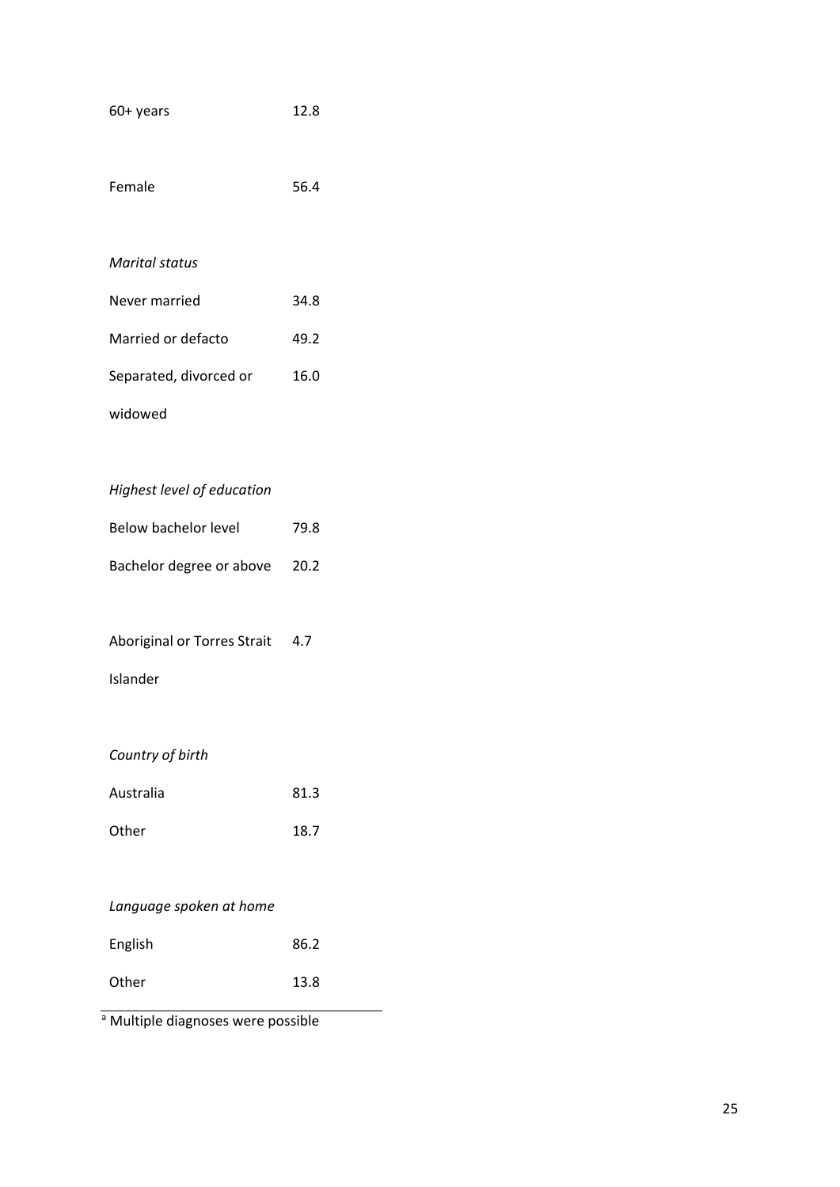| | |
|---|---|
| 60+ years | 12.8 |
| | |
| Female | 56.4 |
| | |
| *Marital status* | |
| Never married | 34.8 |
| Married or defacto | 49.2 |
| Separated, divorced or widowed | 16.0 |
| | |
| *Highest level of education* | |
| Below bachelor level | 79.8 |
| Bachelor degree or above | 20.2 |
| | |
| Aboriginal or Torres Strait Islander | 4.7 |
| | |
| *Country of birth* | |
| Australia | 81.3 |
| Other | 18.7 |
| | |
| *Language spoken at home* | |
| English | 86.2 |
| Other | 13.8 |

[a] Multiple diagnoses were possible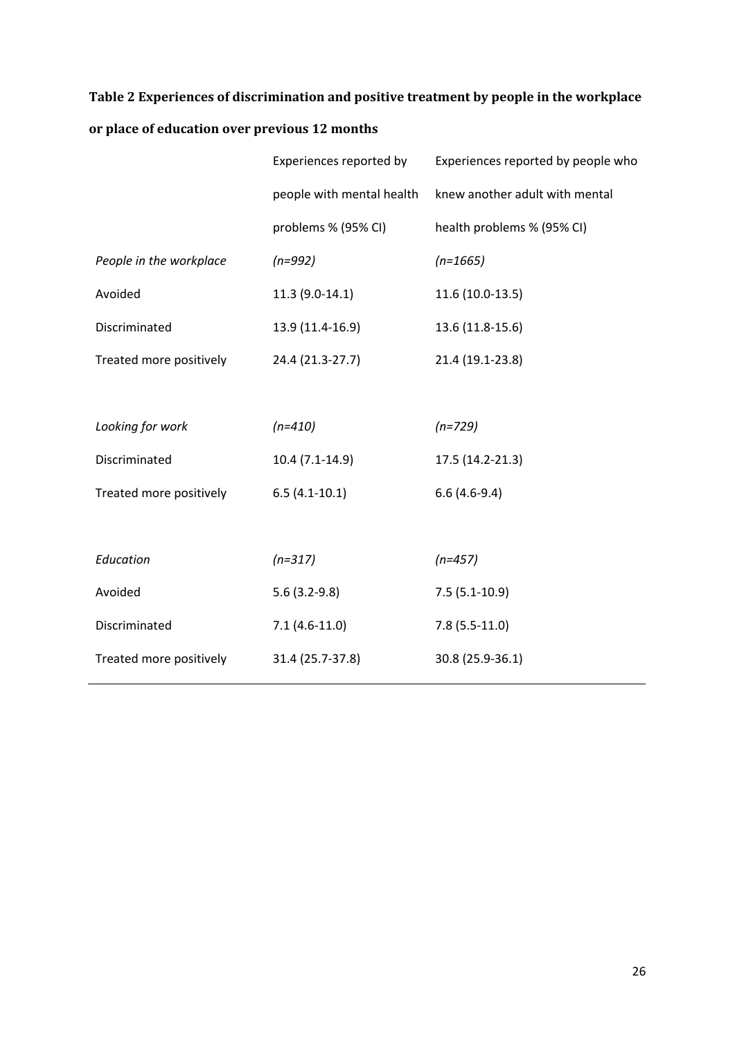**Table 2 Experiences of discrimination and positive treatment by people in the workplace or place of education over previous 12 months**

| | Experiences reported by people with mental health problems % (95% CI) | Experiences reported by people who knew another adult with mental health problems % (95% CI) |
|---|---|---|
| *People in the workplace* | *(n=992)* | *(n=1665)* |
| Avoided | 11.3 (9.0-14.1) | 11.6 (10.0-13.5) |
| Discriminated | 13.9 (11.4-16.9) | 13.6 (11.8-15.6) |
| Treated more positively | 24.4 (21.3-27.7) | 21.4 (19.1-23.8) |
| | | |
| *Looking for work* | *(n=410)* | *(n=729)* |
| Discriminated | 10.4 (7.1-14.9) | 17.5 (14.2-21.3) |
| Treated more positively | 6.5 (4.1-10.1) | 6.6 (4.6-9.4) |
| | | |
| *Education* | *(n=317)* | *(n=457)* |
| Avoided | 5.6 (3.2-9.8) | 7.5 (5.1-10.9) |
| Discriminated | 7.1 (4.6-11.0) | 7.8 (5.5-11.0) |
| Treated more positively | 31.4 (25.7-37.8) | 30.8 (25.9-36.1) |